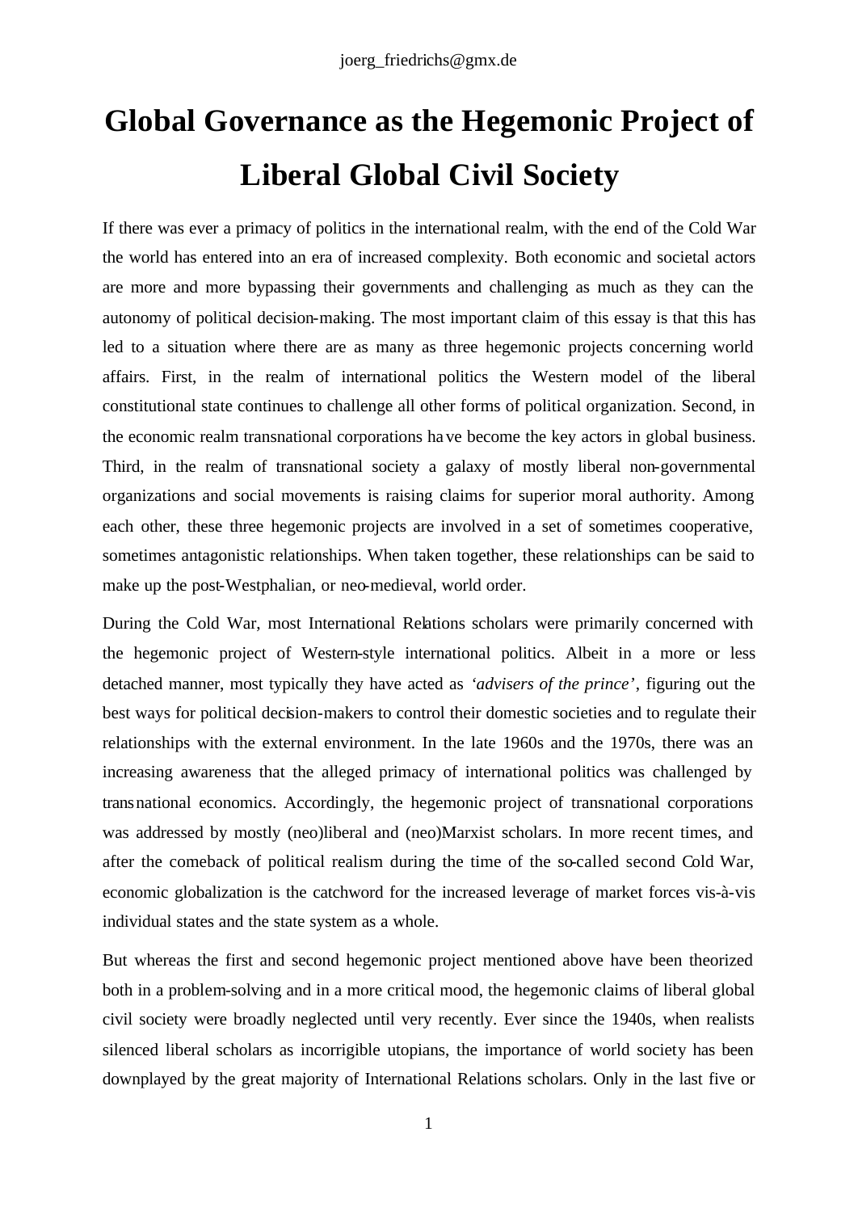joerg_friedrichs@gmx.de

# Global Governance as the Hegemonic Project of Liberal Global Civil Society

If there was ever a primacy of politics in the international realm, with the end of the Cold War the world has entered into an era of increased complexity. Both economic and societal actors are more and more bypassing their governments and challenging as much as they can the autonomy of political decision-making. The most important claim of this essay is that this has led to a situation where there are as many as three hegemonic projects concerning world affairs. First, in the realm of international politics the Western model of the liberal constitutional state continues to challenge all other forms of political organization. Second, in the economic realm transnational corporations have become the key actors in global business. Third, in the realm of transnational society a galaxy of mostly liberal non-governmental organizations and social movements is raising claims for superior moral authority. Among each other, these three hegemonic projects are involved in a set of sometimes cooperative, sometimes antagonistic relationships. When taken together, these relationships can be said to make up the post-Westphalian, or neo-medieval, world order.

During the Cold War, most International Relations scholars were primarily concerned with the hegemonic project of Western-style international politics. Albeit in a more or less detached manner, most typically they have acted as *'advisers of the prince'*, figuring out the best ways for political decision-makers to control their domestic societies and to regulate their relationships with the external environment. In the late 1960s and the 1970s, there was an increasing awareness that the alleged primacy of international politics was challenged by transnational economics. Accordingly, the hegemonic project of transnational corporations was addressed by mostly (neo)liberal and (neo)Marxist scholars. In more recent times, and after the comeback of political realism during the time of the so-called second Cold War, economic globalization is the catchword for the increased leverage of market forces vis-à-vis individual states and the state system as a whole.

But whereas the first and second hegemonic project mentioned above have been theorized both in a problem-solving and in a more critical mood, the hegemonic claims of liberal global civil society were broadly neglected until very recently. Ever since the 1940s, when realists silenced liberal scholars as incorrigible utopians, the importance of world society has been downplayed by the great majority of International Relations scholars. Only in the last five or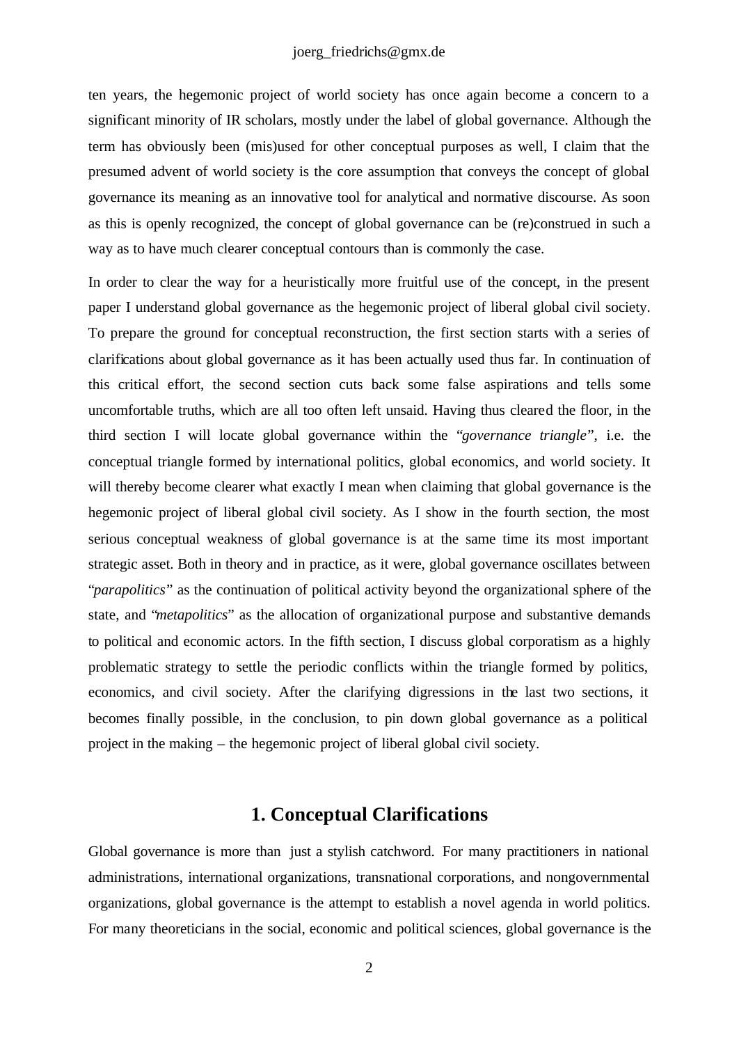ten years, the hegemonic project of world society has once again become a concern to a significant minority of IR scholars, mostly under the label of global governance. Although the term has obviously been (mis)used for other conceptual purposes as well, I claim that the presumed advent of world society is the core assumption that conveys the concept of global governance its meaning as an innovative tool for analytical and normative discourse. As soon as this is openly recognized, the concept of global governance can be (re)construed in such a way as to have much clearer conceptual contours than is commonly the case.

In order to clear the way for a heuristically more fruitful use of the concept, in the present paper I understand global governance as the hegemonic project of liberal global civil society. To prepare the ground for conceptual reconstruction, the first section starts with a series of clarifications about global governance as it has been actually used thus far. In continuation of this critical effort, the second section cuts back some false aspirations and tells some uncomfortable truths, which are all too often left unsaid. Having thus cleared the floor, in the third section I will locate global governance within the "*governance triangle*", i.e. the conceptual triangle formed by international politics, global economics, and world society. It will thereby become clearer what exactly I mean when claiming that global governance is the hegemonic project of liberal global civil society. As I show in the fourth section, the most serious conceptual weakness of global governance is at the same time its most important strategic asset. Both in theory and in practice, as it were, global governance oscillates between "*parapolitics*" as the continuation of political activity beyond the organizational sphere of the state, and "*metapolitics*" as the allocation of organizational purpose and substantive demands to political and economic actors. In the fifth section, I discuss global corporatism as a highly problematic strategy to settle the periodic conflicts within the triangle formed by politics, economics, and civil society. After the clarifying digressions in the last two sections, it becomes finally possible, in the conclusion, to pin down global governance as a political project in the making – the hegemonic project of liberal global civil society.

## 1. Conceptual Clarifications

Global governance is more than just a stylish catchword. For many practitioners in national administrations, international organizations, transnational corporations, and nongovernmental organizations, global governance is the attempt to establish a novel agenda in world politics. For many theoreticians in the social, economic and political sciences, global governance is the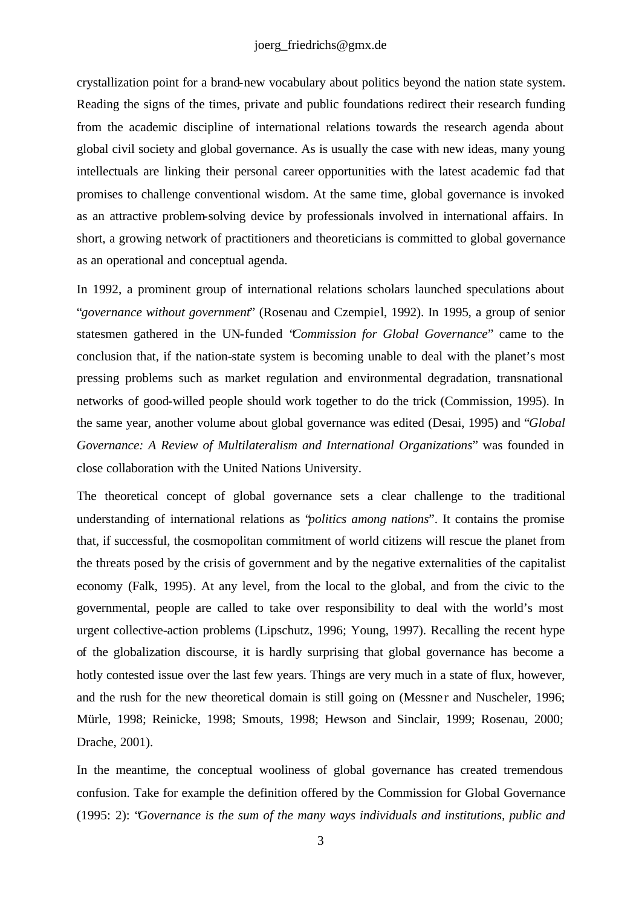crystallization point for a brand-new vocabulary about politics beyond the nation state system. Reading the signs of the times, private and public foundations redirect their research funding from the academic discipline of international relations towards the research agenda about global civil society and global governance. As is usually the case with new ideas, many young intellectuals are linking their personal career opportunities with the latest academic fad that promises to challenge conventional wisdom. At the same time, global governance is invoked as an attractive problem-solving device by professionals involved in international affairs. In short, a growing network of practitioners and theoreticians is committed to global governance as an operational and conceptual agenda.

In 1992, a prominent group of international relations scholars launched speculations about "*governance without government*" (Rosenau and Czempiel, 1992). In 1995, a group of senior statesmen gathered in the UN-funded "*Commission for Global Governance*" came to the conclusion that, if the nation-state system is becoming unable to deal with the planet's most pressing problems such as market regulation and environmental degradation, transnational networks of good-willed people should work together to do the trick (Commission, 1995). In the same year, another volume about global governance was edited (Desai, 1995) and "*Global Governance: A Review of Multilateralism and International Organizations*" was founded in close collaboration with the United Nations University.

The theoretical concept of global governance sets a clear challenge to the traditional understanding of international relations as "*politics among nations*". It contains the promise that, if successful, the cosmopolitan commitment of world citizens will rescue the planet from the threats posed by the crisis of government and by the negative externalities of the capitalist economy (Falk, 1995). At any level, from the local to the global, and from the civic to the governmental, people are called to take over responsibility to deal with the world's most urgent collective-action problems (Lipschutz, 1996; Young, 1997). Recalling the recent hype of the globalization discourse, it is hardly surprising that global governance has become a hotly contested issue over the last few years. Things are very much in a state of flux, however, and the rush for the new theoretical domain is still going on (Messner and Nuscheler, 1996; Mürle, 1998; Reinicke, 1998; Smouts, 1998; Hewson and Sinclair, 1999; Rosenau, 2000; Drache, 2001).

In the meantime, the conceptual wooliness of global governance has created tremendous confusion. Take for example the definition offered by the Commission for Global Governance (1995: 2): "*Governance is the sum of the many ways individuals and institutions, public and*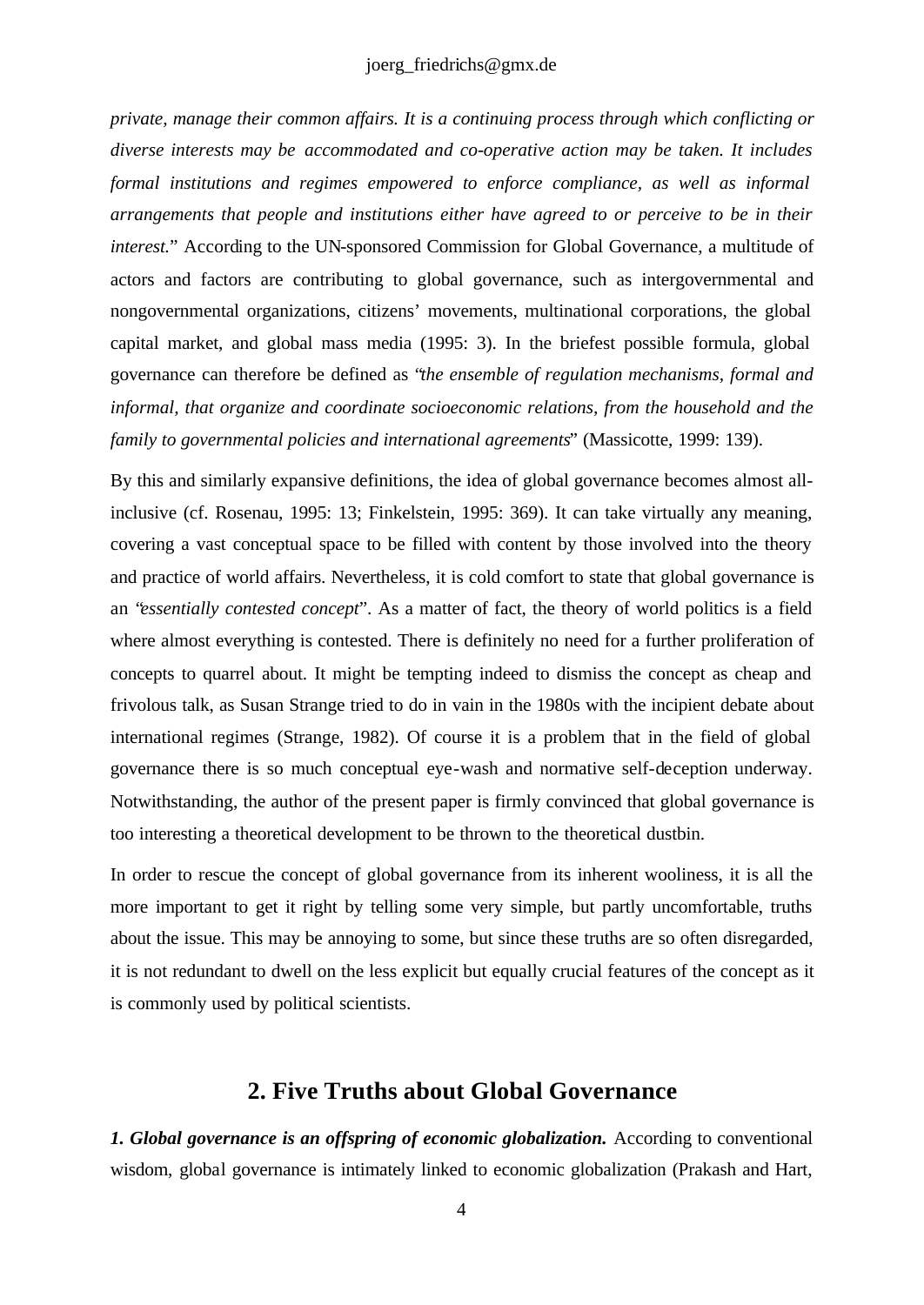*private, manage their common affairs. It is a continuing process through which conflicting or diverse interests may be accommodated and co-operative action may be taken. It includes formal institutions and regimes empowered to enforce compliance, as well as informal arrangements that people and institutions either have agreed to or perceive to be in their interest.*" According to the UN-sponsored Commission for Global Governance, a multitude of actors and factors are contributing to global governance, such as intergovernmental and nongovernmental organizations, citizens' movements, multinational corporations, the global capital market, and global mass media (1995: 3). In the briefest possible formula, global governance can therefore be defined as "*the ensemble of regulation mechanisms, formal and informal, that organize and coordinate socioeconomic relations, from the household and the family to governmental policies and international agreements*" (Massicotte, 1999: 139).

By this and similarly expansive definitions, the idea of global governance becomes almost all-inclusive (cf. Rosenau, 1995: 13; Finkelstein, 1995: 369). It can take virtually any meaning, covering a vast conceptual space to be filled with content by those involved into the theory and practice of world affairs. Nevertheless, it is cold comfort to state that global governance is an "*essentially contested concept*". As a matter of fact, the theory of world politics is a field where almost everything is contested. There is definitely no need for a further proliferation of concepts to quarrel about. It might be tempting indeed to dismiss the concept as cheap and frivolous talk, as Susan Strange tried to do in vain in the 1980s with the incipient debate about international regimes (Strange, 1982). Of course it is a problem that in the field of global governance there is so much conceptual eye-wash and normative self-deception underway. Notwithstanding, the author of the present paper is firmly convinced that global governance is too interesting a theoretical development to be thrown to the theoretical dustbin.

In order to rescue the concept of global governance from its inherent wooliness, it is all the more important to get it right by telling some very simple, but partly uncomfortable, truths about the issue. This may be annoying to some, but since these truths are so often disregarded, it is not redundant to dwell on the less explicit but equally crucial features of the concept as it is commonly used by political scientists.

## 2. Five Truths about Global Governance

***1. Global governance is an offspring of economic globalization.*** According to conventional wisdom, global governance is intimately linked to economic globalization (Prakash and Hart,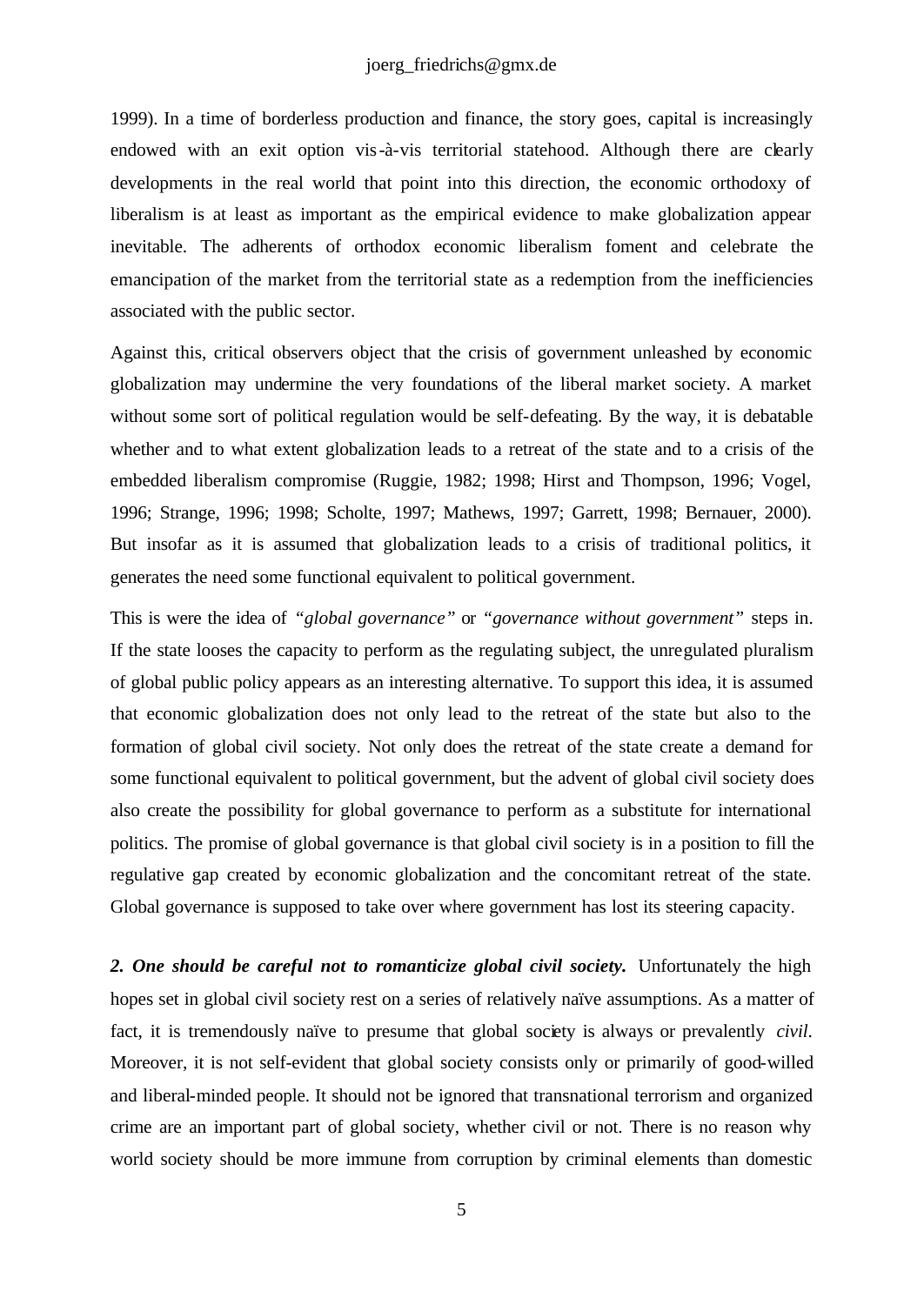1999). In a time of borderless production and finance, the story goes, capital is increasingly endowed with an exit option vis-à-vis territorial statehood. Although there are clearly developments in the real world that point into this direction, the economic orthodoxy of liberalism is at least as important as the empirical evidence to make globalization appear inevitable. The adherents of orthodox economic liberalism foment and celebrate the emancipation of the market from the territorial state as a redemption from the inefficiencies associated with the public sector.

Against this, critical observers object that the crisis of government unleashed by economic globalization may undermine the very foundations of the liberal market society. A market without some sort of political regulation would be self-defeating. By the way, it is debatable whether and to what extent globalization leads to a retreat of the state and to a crisis of the embedded liberalism compromise (Ruggie, 1982; 1998; Hirst and Thompson, 1996; Vogel, 1996; Strange, 1996; 1998; Scholte, 1997; Mathews, 1997; Garrett, 1998; Bernauer, 2000). But insofar as it is assumed that globalization leads to a crisis of traditional politics, it generates the need some functional equivalent to political government.

This is were the idea of *"global governance"* or *"governance without government"* steps in. If the state looses the capacity to perform as the regulating subject, the unregulated pluralism of global public policy appears as an interesting alternative. To support this idea, it is assumed that economic globalization does not only lead to the retreat of the state but also to the formation of global civil society. Not only does the retreat of the state create a demand for some functional equivalent to political government, but the advent of global civil society does also create the possibility for global governance to perform as a substitute for international politics. The promise of global governance is that global civil society is in a position to fill the regulative gap created by economic globalization and the concomitant retreat of the state. Global governance is supposed to take over where government has lost its steering capacity.

***2. One should be careful not to romanticize global civil society.*** Unfortunately the high hopes set in global civil society rest on a series of relatively naïve assumptions. As a matter of fact, it is tremendously naïve to presume that global society is always or prevalently *civil*. Moreover, it is not self-evident that global society consists only or primarily of good-willed and liberal-minded people. It should not be ignored that transnational terrorism and organized crime are an important part of global society, whether civil or not. There is no reason why world society should be more immune from corruption by criminal elements than domestic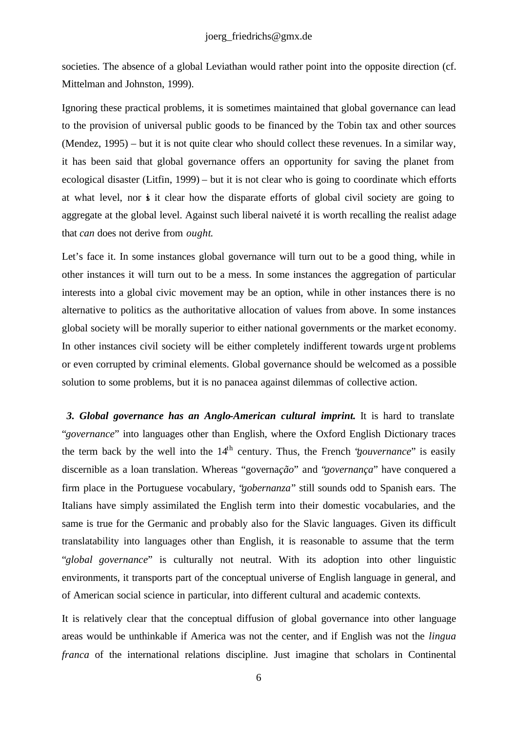societies. The absence of a global Leviathan would rather point into the opposite direction (cf. Mittelman and Johnston, 1999).

Ignoring these practical problems, it is sometimes maintained that global governance can lead to the provision of universal public goods to be financed by the Tobin tax and other sources (Mendez, 1995) – but it is not quite clear who should collect these revenues. In a similar way, it has been said that global governance offers an opportunity for saving the planet from ecological disaster (Litfin, 1999) – but it is not clear who is going to coordinate which efforts at what level, nor is it clear how the disparate efforts of global civil society are going to aggregate at the global level. Against such liberal naiveté it is worth recalling the realist adage that *can* does not derive from *ought.*

Let's face it. In some instances global governance will turn out to be a good thing, while in other instances it will turn out to be a mess. In some instances the aggregation of particular interests into a global civic movement may be an option, while in other instances there is no alternative to politics as the authoritative allocation of values from above. In some instances global society will be morally superior to either national governments or the market economy. In other instances civil society will be either completely indifferent towards urgent problems or even corrupted by criminal elements. Global governance should be welcomed as a possible solution to some problems, but it is no panacea against dilemmas of collective action.

***3. Global governance has an Anglo-American cultural imprint.*** It is hard to translate "*governance*" into languages other than English, where the Oxford English Dictionary traces the term back by the well into the 14th century. Thus, the French "*gouvernance*" is easily discernible as a loan translation. Whereas "governa*ção*" and "*governança*" have conquered a firm place in the Portuguese vocabulary, "*gobernanza*" still sounds odd to Spanish ears. The Italians have simply assimilated the English term into their domestic vocabularies, and the same is true for the Germanic and probably also for the Slavic languages. Given its difficult translatability into languages other than English, it is reasonable to assume that the term "*global governance*" is culturally not neutral. With its adoption into other linguistic environments, it transports part of the conceptual universe of English language in general, and of American social science in particular, into different cultural and academic contexts.

It is relatively clear that the conceptual diffusion of global governance into other language areas would be unthinkable if America was not the center, and if English was not the *lingua franca* of the international relations discipline. Just imagine that scholars in Continental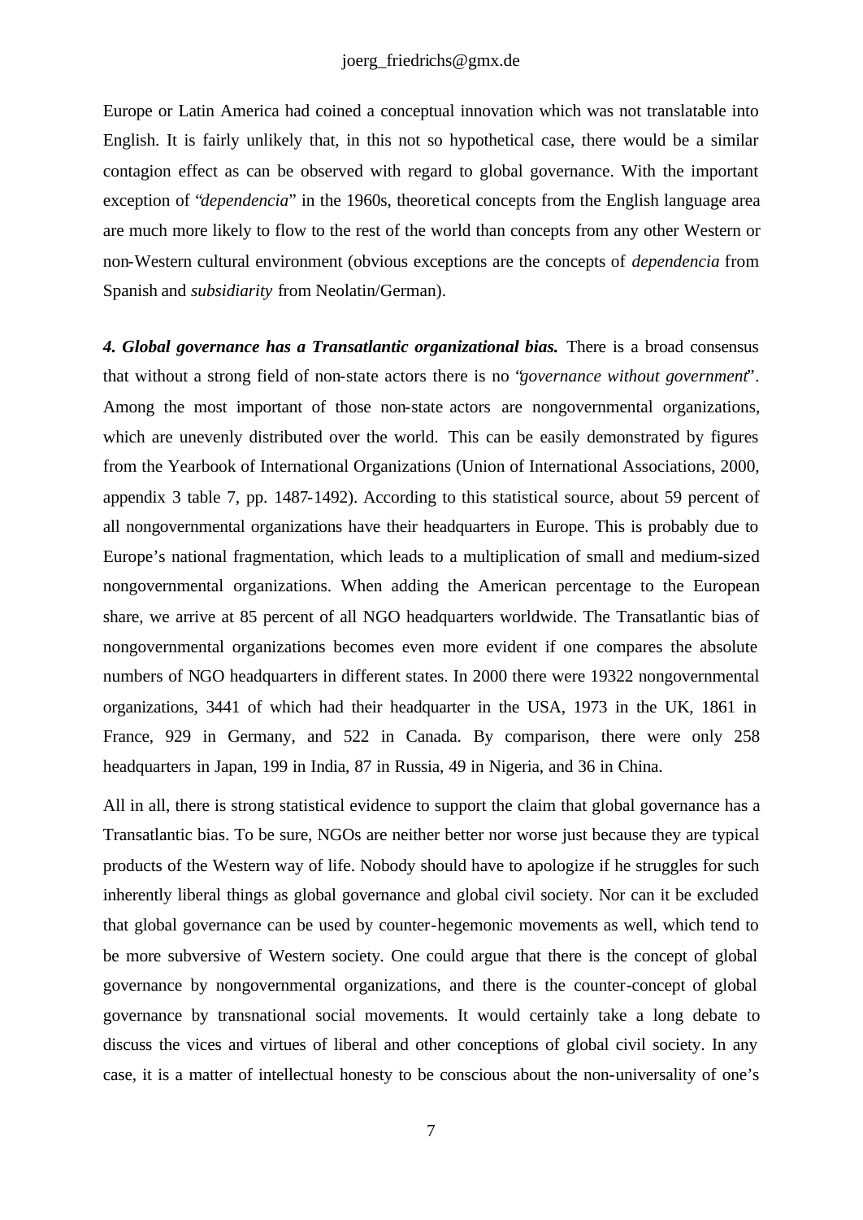Europe or Latin America had coined a conceptual innovation which was not translatable into English. It is fairly unlikely that, in this not so hypothetical case, there would be a similar contagion effect as can be observed with regard to global governance. With the important exception of "*dependencia*" in the 1960s, theoretical concepts from the English language area are much more likely to flow to the rest of the world than concepts from any other Western or non-Western cultural environment (obvious exceptions are the concepts of *dependencia* from Spanish and *subsidiarity* from Neolatin/German).

***4. Global governance has a Transatlantic organizational bias.*** There is a broad consensus that without a strong field of non-state actors there is no "*governance without government*". Among the most important of those non-state actors are nongovernmental organizations, which are unevenly distributed over the world. This can be easily demonstrated by figures from the Yearbook of International Organizations (Union of International Associations, 2000, appendix 3 table 7, pp. 1487-1492). According to this statistical source, about 59 percent of all nongovernmental organizations have their headquarters in Europe. This is probably due to Europe's national fragmentation, which leads to a multiplication of small and medium-sized nongovernmental organizations. When adding the American percentage to the European share, we arrive at 85 percent of all NGO headquarters worldwide. The Transatlantic bias of nongovernmental organizations becomes even more evident if one compares the absolute numbers of NGO headquarters in different states. In 2000 there were 19322 nongovernmental organizations, 3441 of which had their headquarter in the USA, 1973 in the UK, 1861 in France, 929 in Germany, and 522 in Canada. By comparison, there were only 258 headquarters in Japan, 199 in India, 87 in Russia, 49 in Nigeria, and 36 in China.

All in all, there is strong statistical evidence to support the claim that global governance has a Transatlantic bias. To be sure, NGOs are neither better nor worse just because they are typical products of the Western way of life. Nobody should have to apologize if he struggles for such inherently liberal things as global governance and global civil society. Nor can it be excluded that global governance can be used by counter-hegemonic movements as well, which tend to be more subversive of Western society. One could argue that there is the concept of global governance by nongovernmental organizations, and there is the counter-concept of global governance by transnational social movements. It would certainly take a long debate to discuss the vices and virtues of liberal and other conceptions of global civil society. In any case, it is a matter of intellectual honesty to be conscious about the non-universality of one's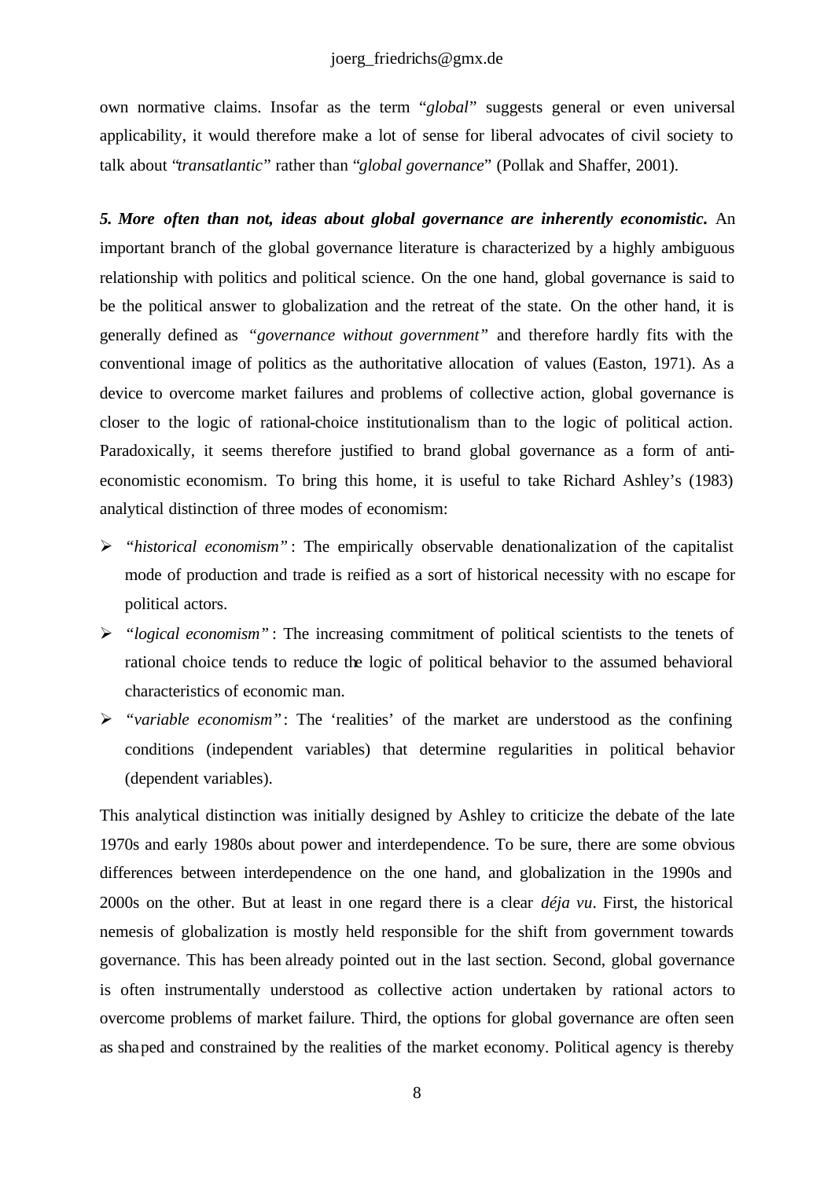own normative claims. Insofar as the term "*global*" suggests general or even universal applicability, it would therefore make a lot of sense for liberal advocates of civil society to talk about "*transatlantic*" rather than "*global governance*" (Pollak and Shaffer, 2001).

***5. More often than not, ideas about global governance are inherently economistic.*** An important branch of the global governance literature is characterized by a highly ambiguous relationship with politics and political science. On the one hand, global governance is said to be the political answer to globalization and the retreat of the state. On the other hand, it is generally defined as *"governance without government"* and therefore hardly fits with the conventional image of politics as the authoritative allocation of values (Easton, 1971). As a device to overcome market failures and problems of collective action, global governance is closer to the logic of rational-choice institutionalism than to the logic of political action. Paradoxically, it seems therefore justified to brand global governance as a form of anti-economistic economism. To bring this home, it is useful to take Richard Ashley's (1983) analytical distinction of three modes of economism:

- *"historical economism"*: The empirically observable denationalization of the capitalist mode of production and trade is reified as a sort of historical necessity with no escape for political actors.
- *"logical economism"*: The increasing commitment of political scientists to the tenets of rational choice tends to reduce the logic of political behavior to the assumed behavioral characteristics of economic man.
- *"variable economism"*: The 'realities' of the market are understood as the confining conditions (independent variables) that determine regularities in political behavior (dependent variables).

This analytical distinction was initially designed by Ashley to criticize the debate of the late 1970s and early 1980s about power and interdependence. To be sure, there are some obvious differences between interdependence on the one hand, and globalization in the 1990s and 2000s on the other. But at least in one regard there is a clear *déja vu*. First, the historical nemesis of globalization is mostly held responsible for the shift from government towards governance. This has been already pointed out in the last section. Second, global governance is often instrumentally understood as collective action undertaken by rational actors to overcome problems of market failure. Third, the options for global governance are often seen as shaped and constrained by the realities of the market economy. Political agency is thereby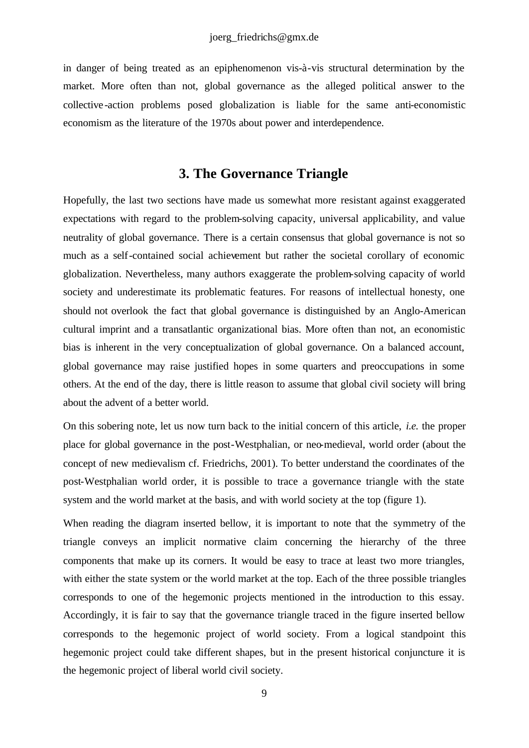in danger of being treated as an epiphenomenon vis-à-vis structural determination by the market. More often than not, global governance as the alleged political answer to the collective-action problems posed globalization is liable for the same anti-economistic economism as the literature of the 1970s about power and interdependence.

## 3. The Governance Triangle

Hopefully, the last two sections have made us somewhat more resistant against exaggerated expectations with regard to the problem-solving capacity, universal applicability, and value neutrality of global governance. There is a certain consensus that global governance is not so much as a self-contained social achievement but rather the societal corollary of economic globalization. Nevertheless, many authors exaggerate the problem-solving capacity of world society and underestimate its problematic features. For reasons of intellectual honesty, one should not overlook the fact that global governance is distinguished by an Anglo-American cultural imprint and a transatlantic organizational bias. More often than not, an economistic bias is inherent in the very conceptualization of global governance. On a balanced account, global governance may raise justified hopes in some quarters and preoccupations in some others. At the end of the day, there is little reason to assume that global civil society will bring about the advent of a better world.

On this sobering note, let us now turn back to the initial concern of this article, *i.e.* the proper place for global governance in the post-Westphalian, or neo-medieval, world order (about the concept of new medievalism cf. Friedrichs, 2001). To better understand the coordinates of the post-Westphalian world order, it is possible to trace a governance triangle with the state system and the world market at the basis, and with world society at the top (figure 1).

When reading the diagram inserted bellow, it is important to note that the symmetry of the triangle conveys an implicit normative claim concerning the hierarchy of the three components that make up its corners. It would be easy to trace at least two more triangles, with either the state system or the world market at the top. Each of the three possible triangles corresponds to one of the hegemonic projects mentioned in the introduction to this essay. Accordingly, it is fair to say that the governance triangle traced in the figure inserted bellow corresponds to the hegemonic project of world society. From a logical standpoint this hegemonic project could take different shapes, but in the present historical conjuncture it is the hegemonic project of liberal world civil society.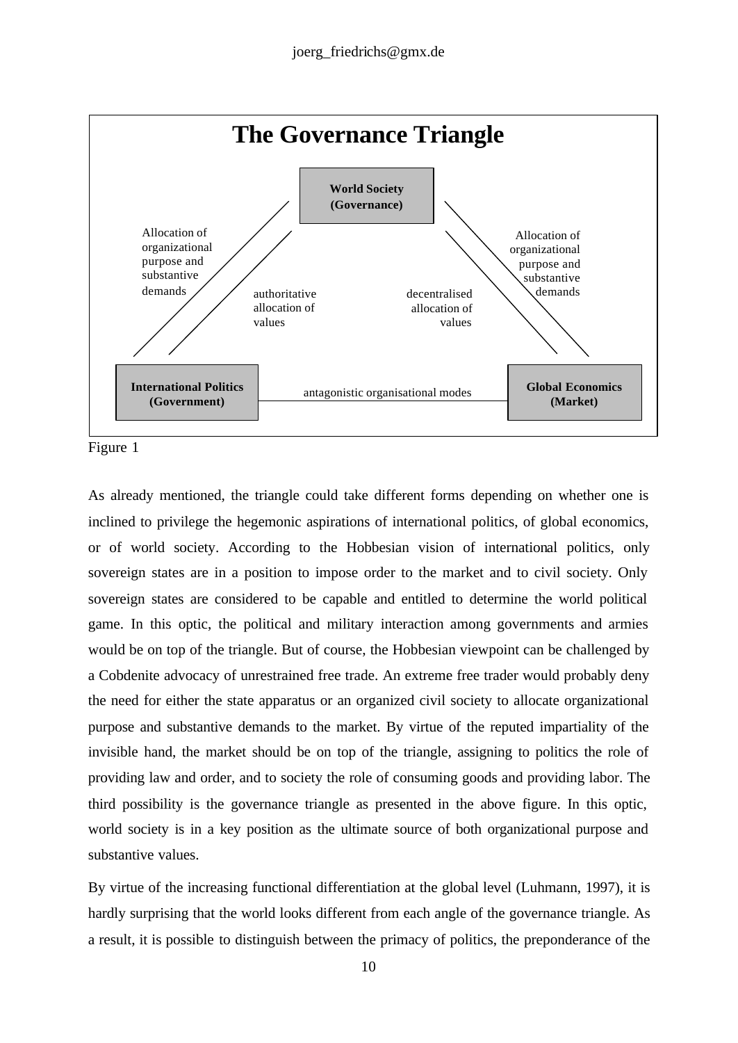**The Governance Triangle**

**World Society (Governance)**

Allocation of organizational purpose and substantive demands

authoritative allocation of values

decentralised allocation of values

Allocation of organizational purpose and substantive demands

**International Politics (Government)**

antagonistic organisational modes

**Global Economics (Market)**

Figure 1

As already mentioned, the triangle could take different forms depending on whether one is inclined to privilege the hegemonic aspirations of international politics, of global economics, or of world society. According to the Hobbesian vision of international politics, only sovereign states are in a position to impose order to the market and to civil society. Only sovereign states are considered to be capable and entitled to determine the world political game. In this optic, the political and military interaction among governments and armies would be on top of the triangle. But of course, the Hobbesian viewpoint can be challenged by a Cobdenite advocacy of unrestrained free trade. An extreme free trader would probably deny the need for either the state apparatus or an organized civil society to allocate organizational purpose and substantive demands to the market. By virtue of the reputed impartiality of the invisible hand, the market should be on top of the triangle, assigning to politics the role of providing law and order, and to society the role of consuming goods and providing labor. The third possibility is the governance triangle as presented in the above figure. In this optic, world society is in a key position as the ultimate source of both organizational purpose and substantive values.

By virtue of the increasing functional differentiation at the global level (Luhmann, 1997), it is hardly surprising that the world looks different from each angle of the governance triangle. As a result, it is possible to distinguish between the primacy of politics, the preponderance of the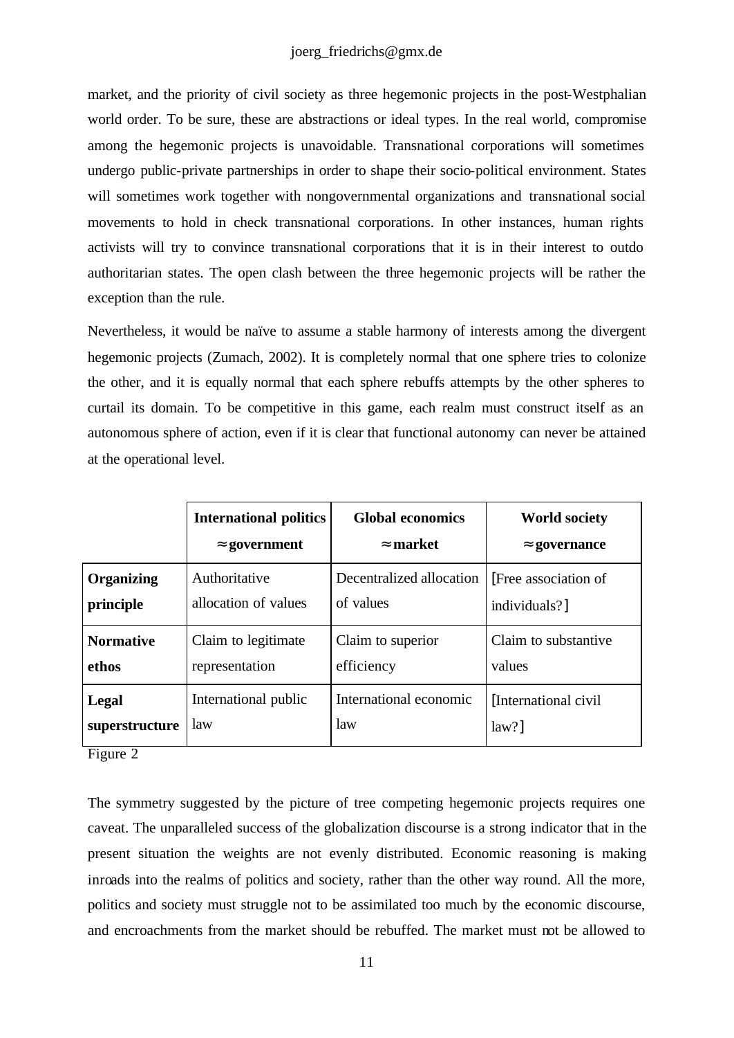market, and the priority of civil society as three hegemonic projects in the post-Westphalian world order. To be sure, these are abstractions or ideal types. In the real world, compromise among the hegemonic projects is unavoidable. Transnational corporations will sometimes undergo public-private partnerships in order to shape their socio-political environment. States will sometimes work together with nongovernmental organizations and transnational social movements to hold in check transnational corporations. In other instances, human rights activists will try to convince transnational corporations that it is in their interest to outdo authoritarian states. The open clash between the three hegemonic projects will be rather the exception than the rule.

Nevertheless, it would be naïve to assume a stable harmony of interests among the divergent hegemonic projects (Zumach, 2002). It is completely normal that one sphere tries to colonize the other, and it is equally normal that each sphere rebuffs attempts by the other spheres to curtail its domain. To be competitive in this game, each realm must construct itself as an autonomous sphere of action, even if it is clear that functional autonomy can never be attained at the operational level.

| | **International politics ≈ government** | **Global economics ≈ market** | **World society ≈ governance** |
|---|---|---|---|
| **Organizing principle** | Authoritative allocation of values | Decentralized allocation of values | [Free association of individuals?] |
| **Normative ethos** | Claim to legitimate representation | Claim to superior efficiency | Claim to substantive values |
| **Legal superstructure** | International public law | International economic law | [International civil law?] |

Figure 2

The symmetry suggested by the picture of tree competing hegemonic projects requires one caveat. The unparalleled success of the globalization discourse is a strong indicator that in the present situation the weights are not evenly distributed. Economic reasoning is making inroads into the realms of politics and society, rather than the other way round. All the more, politics and society must struggle not to be assimilated too much by the economic discourse, and encroachments from the market should be rebuffed. The market must not be allowed to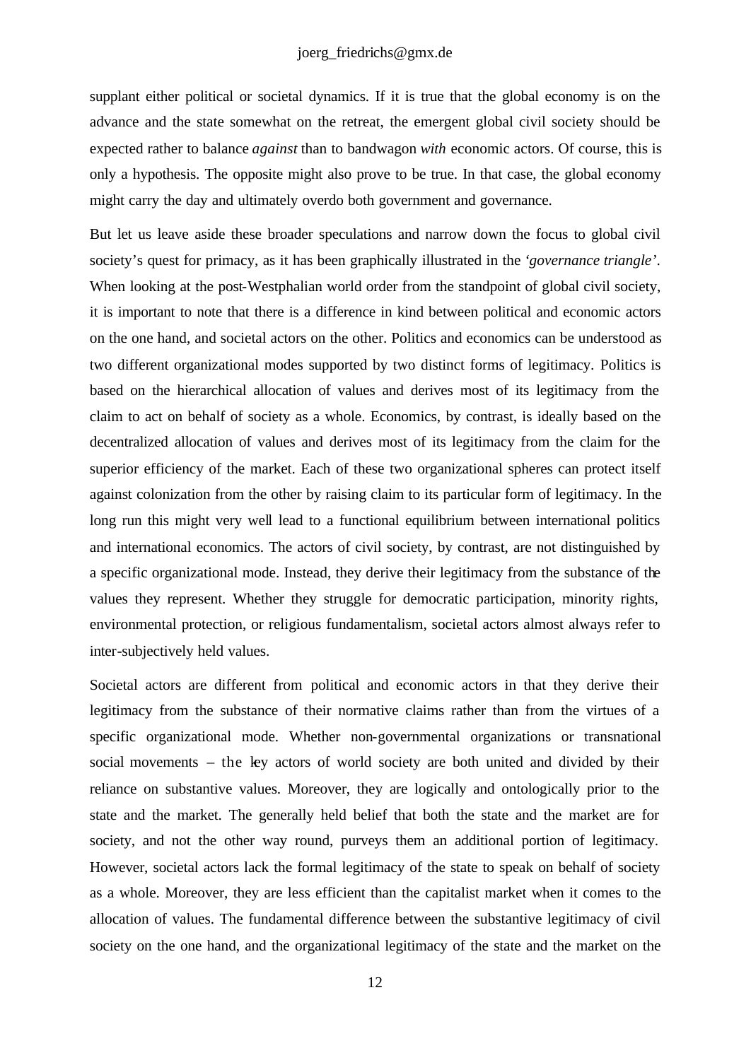supplant either political or societal dynamics. If it is true that the global economy is on the advance and the state somewhat on the retreat, the emergent global civil society should be expected rather to balance *against* than to bandwagon *with* economic actors. Of course, this is only a hypothesis. The opposite might also prove to be true. In that case, the global economy might carry the day and ultimately overdo both government and governance.

But let us leave aside these broader speculations and narrow down the focus to global civil society's quest for primacy, as it has been graphically illustrated in the '*governance triangle*'. When looking at the post-Westphalian world order from the standpoint of global civil society, it is important to note that there is a difference in kind between political and economic actors on the one hand, and societal actors on the other. Politics and economics can be understood as two different organizational modes supported by two distinct forms of legitimacy. Politics is based on the hierarchical allocation of values and derives most of its legitimacy from the claim to act on behalf of society as a whole. Economics, by contrast, is ideally based on the decentralized allocation of values and derives most of its legitimacy from the claim for the superior efficiency of the market. Each of these two organizational spheres can protect itself against colonization from the other by raising claim to its particular form of legitimacy. In the long run this might very well lead to a functional equilibrium between international politics and international economics. The actors of civil society, by contrast, are not distinguished by a specific organizational mode. Instead, they derive their legitimacy from the substance of the values they represent. Whether they struggle for democratic participation, minority rights, environmental protection, or religious fundamentalism, societal actors almost always refer to inter-subjectively held values.

Societal actors are different from political and economic actors in that they derive their legitimacy from the substance of their normative claims rather than from the virtues of a specific organizational mode. Whether non-governmental organizations or transnational social movements – the key actors of world society are both united and divided by their reliance on substantive values. Moreover, they are logically and ontologically prior to the state and the market. The generally held belief that both the state and the market are for society, and not the other way round, purveys them an additional portion of legitimacy. However, societal actors lack the formal legitimacy of the state to speak on behalf of society as a whole. Moreover, they are less efficient than the capitalist market when it comes to the allocation of values. The fundamental difference between the substantive legitimacy of civil society on the one hand, and the organizational legitimacy of the state and the market on the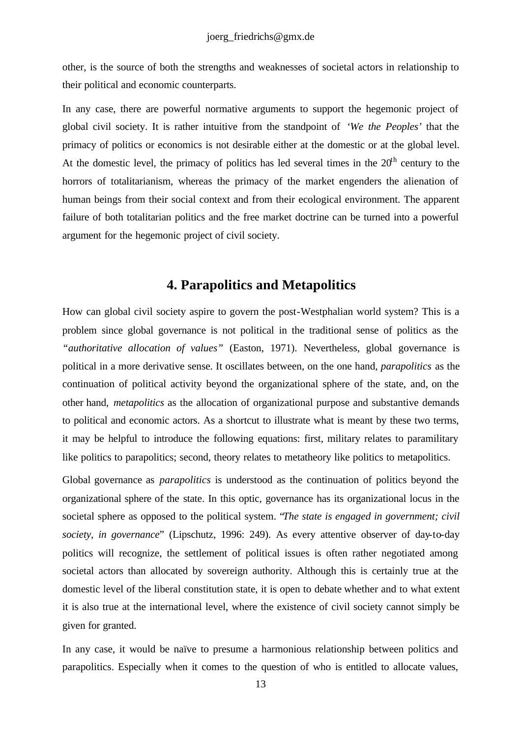other, is the source of both the strengths and weaknesses of societal actors in relationship to their political and economic counterparts.

In any case, there are powerful normative arguments to support the hegemonic project of global civil society. It is rather intuitive from the standpoint of *'We the Peoples'* that the primacy of politics or economics is not desirable either at the domestic or at the global level. At the domestic level, the primacy of politics has led several times in the 20th century to the horrors of totalitarianism, whereas the primacy of the market engenders the alienation of human beings from their social context and from their ecological environment. The apparent failure of both totalitarian politics and the free market doctrine can be turned into a powerful argument for the hegemonic project of civil society.

## 4. Parapolitics and Metapolitics

How can global civil society aspire to govern the post-Westphalian world system? This is a problem since global governance is not political in the traditional sense of politics as the *"authoritative allocation of values"* (Easton, 1971). Nevertheless, global governance is political in a more derivative sense. It oscillates between, on the one hand, *parapolitics* as the continuation of political activity beyond the organizational sphere of the state, and, on the other hand, *metapolitics* as the allocation of organizational purpose and substantive demands to political and economic actors. As a shortcut to illustrate what is meant by these two terms, it may be helpful to introduce the following equations: first, military relates to paramilitary like politics to parapolitics; second, theory relates to metatheory like politics to metapolitics.

Global governance as *parapolitics* is understood as the continuation of politics beyond the organizational sphere of the state. In this optic, governance has its organizational locus in the societal sphere as opposed to the political system. "*The state is engaged in government; civil society, in governance*" (Lipschutz, 1996: 249). As every attentive observer of day-to-day politics will recognize, the settlement of political issues is often rather negotiated among societal actors than allocated by sovereign authority. Although this is certainly true at the domestic level of the liberal constitution state, it is open to debate whether and to what extent it is also true at the international level, where the existence of civil society cannot simply be given for granted.

In any case, it would be naïve to presume a harmonious relationship between politics and parapolitics. Especially when it comes to the question of who is entitled to allocate values,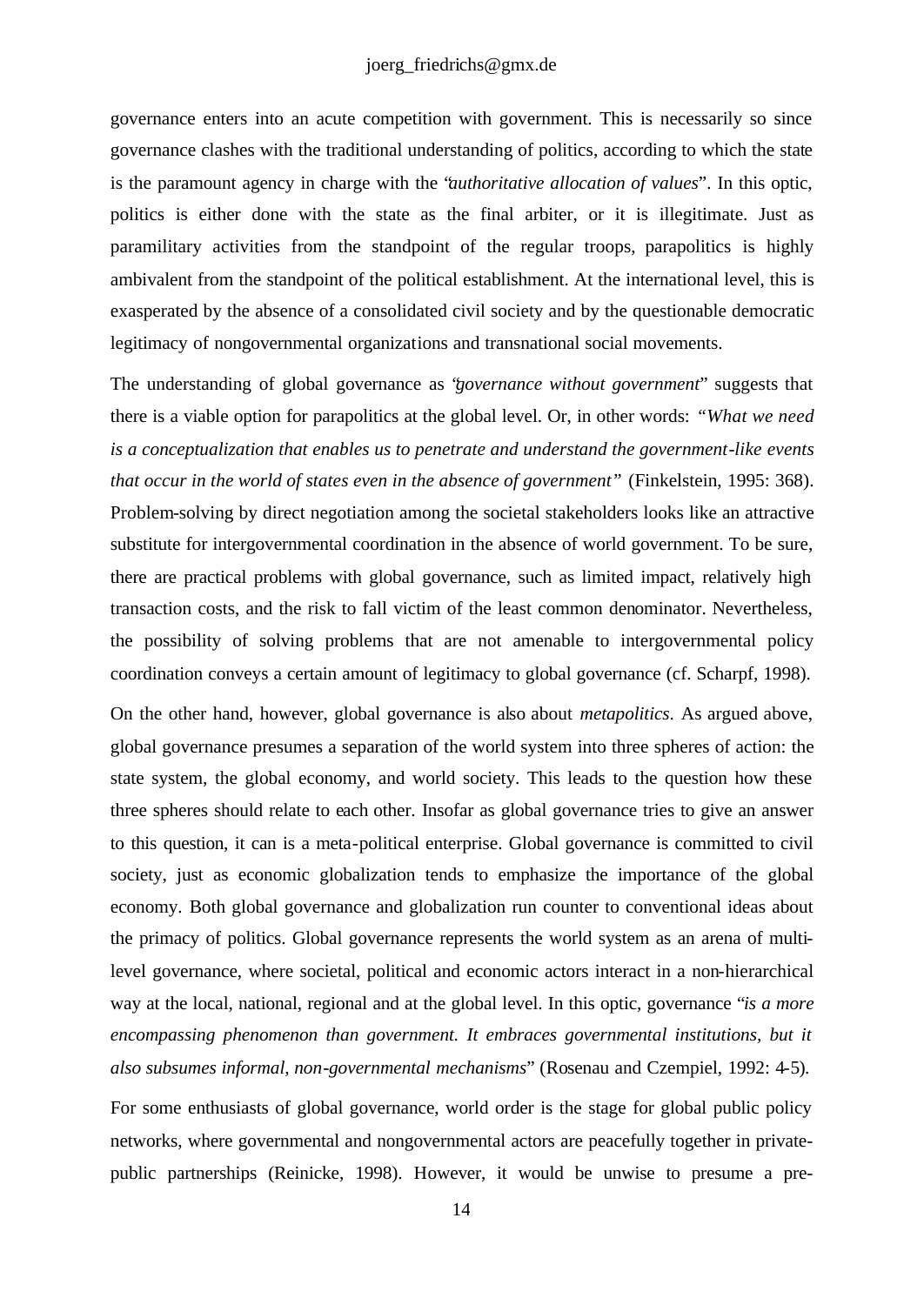governance enters into an acute competition with government. This is necessarily so since governance clashes with the traditional understanding of politics, according to which the state is the paramount agency in charge with the "*authoritative allocation of values*". In this optic, politics is either done with the state as the final arbiter, or it is illegitimate. Just as paramilitary activities from the standpoint of the regular troops, parapolitics is highly ambivalent from the standpoint of the political establishment. At the international level, this is exasperated by the absence of a consolidated civil society and by the questionable democratic legitimacy of nongovernmental organizations and transnational social movements.

The understanding of global governance as "*governance without government*" suggests that there is a viable option for parapolitics at the global level. Or, in other words: *"What we need is a conceptualization that enables us to penetrate and understand the government-like events that occur in the world of states even in the absence of government"* (Finkelstein, 1995: 368). Problem-solving by direct negotiation among the societal stakeholders looks like an attractive substitute for intergovernmental coordination in the absence of world government. To be sure, there are practical problems with global governance, such as limited impact, relatively high transaction costs, and the risk to fall victim of the least common denominator. Nevertheless, the possibility of solving problems that are not amenable to intergovernmental policy coordination conveys a certain amount of legitimacy to global governance (cf. Scharpf, 1998).

On the other hand, however, global governance is also about *metapolitics*. As argued above, global governance presumes a separation of the world system into three spheres of action: the state system, the global economy, and world society. This leads to the question how these three spheres should relate to each other. Insofar as global governance tries to give an answer to this question, it can is a meta-political enterprise. Global governance is committed to civil society, just as economic globalization tends to emphasize the importance of the global economy. Both global governance and globalization run counter to conventional ideas about the primacy of politics. Global governance represents the world system as an arena of multi-level governance, where societal, political and economic actors interact in a non-hierarchical way at the local, national, regional and at the global level. In this optic, governance "*is a more encompassing phenomenon than government. It embraces governmental institutions, but it also subsumes informal, non-governmental mechanisms*" (Rosenau and Czempiel, 1992: 4-5).

For some enthusiasts of global governance, world order is the stage for global public policy networks, where governmental and nongovernmental actors are peacefully together in private-public partnerships (Reinicke, 1998). However, it would be unwise to presume a pre-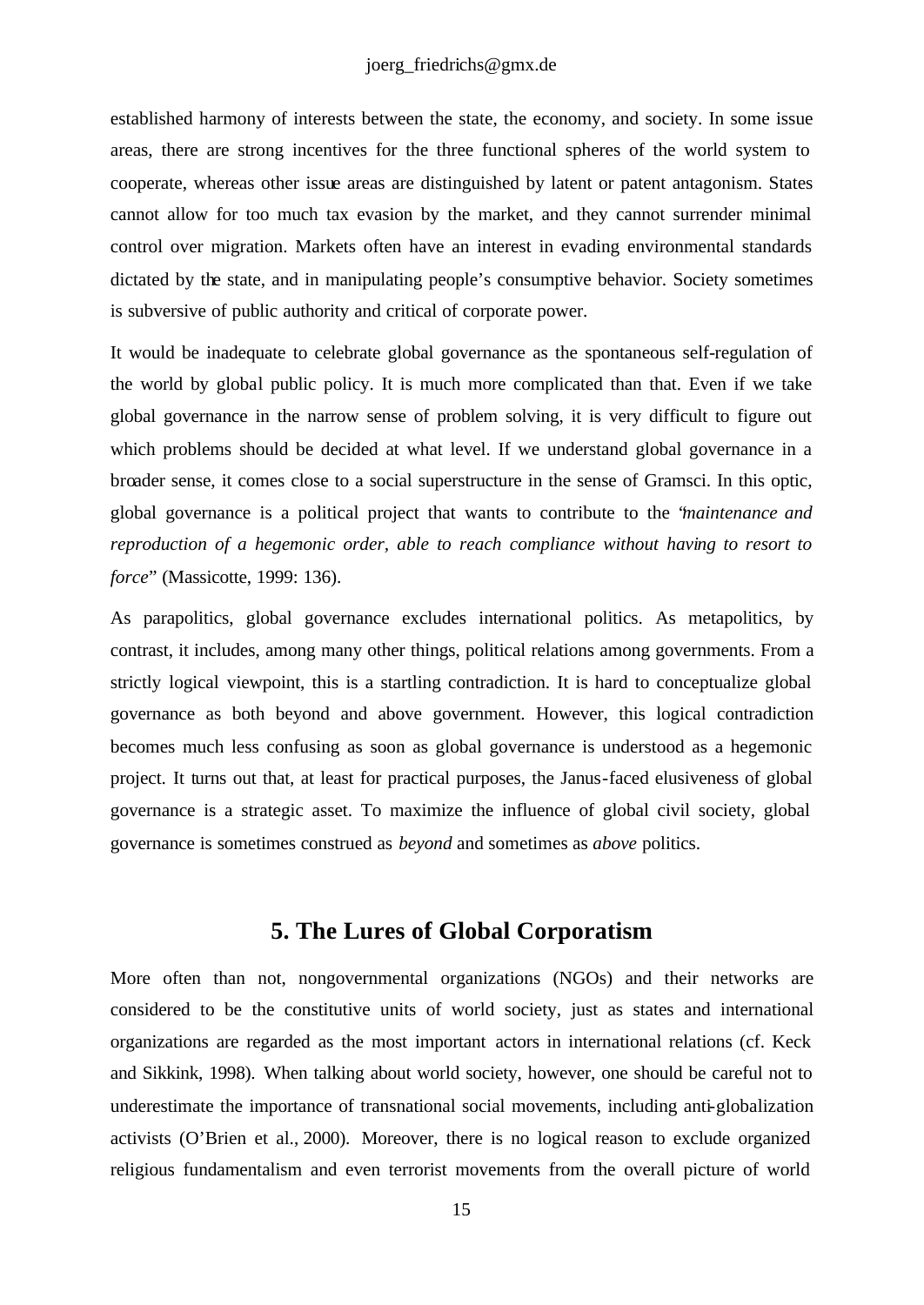established harmony of interests between the state, the economy, and society. In some issue areas, there are strong incentives for the three functional spheres of the world system to cooperate, whereas other issue areas are distinguished by latent or patent antagonism. States cannot allow for too much tax evasion by the market, and they cannot surrender minimal control over migration. Markets often have an interest in evading environmental standards dictated by the state, and in manipulating people's consumptive behavior. Society sometimes is subversive of public authority and critical of corporate power.

It would be inadequate to celebrate global governance as the spontaneous self-regulation of the world by global public policy. It is much more complicated than that. Even if we take global governance in the narrow sense of problem solving, it is very difficult to figure out which problems should be decided at what level. If we understand global governance in a broader sense, it comes close to a social superstructure in the sense of Gramsci. In this optic, global governance is a political project that wants to contribute to the "*maintenance and reproduction of a hegemonic order, able to reach compliance without having to resort to force*" (Massicotte, 1999: 136).

As parapolitics, global governance excludes international politics. As metapolitics, by contrast, it includes, among many other things, political relations among governments. From a strictly logical viewpoint, this is a startling contradiction. It is hard to conceptualize global governance as both beyond and above government. However, this logical contradiction becomes much less confusing as soon as global governance is understood as a hegemonic project. It turns out that, at least for practical purposes, the Janus-faced elusiveness of global governance is a strategic asset. To maximize the influence of global civil society, global governance is sometimes construed as *beyond* and sometimes as *above* politics.

## 5. The Lures of Global Corporatism

More often than not, nongovernmental organizations (NGOs) and their networks are considered to be the constitutive units of world society, just as states and international organizations are regarded as the most important actors in international relations (cf. Keck and Sikkink, 1998). When talking about world society, however, one should be careful not to underestimate the importance of transnational social movements, including anti-globalization activists (O'Brien et al., 2000). Moreover, there is no logical reason to exclude organized religious fundamentalism and even terrorist movements from the overall picture of world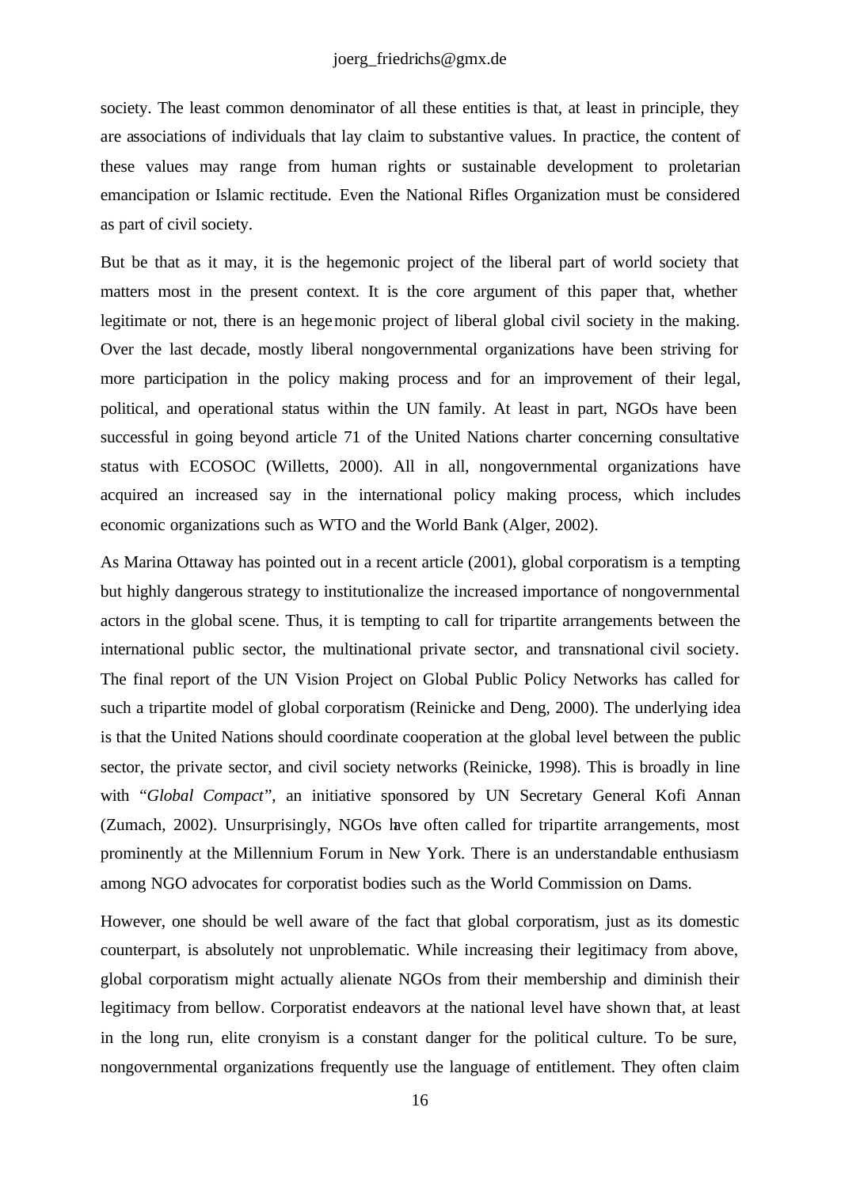society. The least common denominator of all these entities is that, at least in principle, they are associations of individuals that lay claim to substantive values. In practice, the content of these values may range from human rights or sustainable development to proletarian emancipation or Islamic rectitude. Even the National Rifles Organization must be considered as part of civil society.

But be that as it may, it is the hegemonic project of the liberal part of world society that matters most in the present context. It is the core argument of this paper that, whether legitimate or not, there is an hegemonic project of liberal global civil society in the making. Over the last decade, mostly liberal nongovernmental organizations have been striving for more participation in the policy making process and for an improvement of their legal, political, and operational status within the UN family. At least in part, NGOs have been successful in going beyond article 71 of the United Nations charter concerning consultative status with ECOSOC (Willetts, 2000). All in all, nongovernmental organizations have acquired an increased say in the international policy making process, which includes economic organizations such as WTO and the World Bank (Alger, 2002).

As Marina Ottaway has pointed out in a recent article (2001), global corporatism is a tempting but highly dangerous strategy to institutionalize the increased importance of nongovernmental actors in the global scene. Thus, it is tempting to call for tripartite arrangements between the international public sector, the multinational private sector, and transnational civil society. The final report of the UN Vision Project on Global Public Policy Networks has called for such a tripartite model of global corporatism (Reinicke and Deng, 2000). The underlying idea is that the United Nations should coordinate cooperation at the global level between the public sector, the private sector, and civil society networks (Reinicke, 1998). This is broadly in line with "*Global Compact*", an initiative sponsored by UN Secretary General Kofi Annan (Zumach, 2002). Unsurprisingly, NGOs have often called for tripartite arrangements, most prominently at the Millennium Forum in New York. There is an understandable enthusiasm among NGO advocates for corporatist bodies such as the World Commission on Dams.

However, one should be well aware of the fact that global corporatism, just as its domestic counterpart, is absolutely not unproblematic. While increasing their legitimacy from above, global corporatism might actually alienate NGOs from their membership and diminish their legitimacy from bellow. Corporatist endeavors at the national level have shown that, at least in the long run, elite cronyism is a constant danger for the political culture. To be sure, nongovernmental organizations frequently use the language of entitlement. They often claim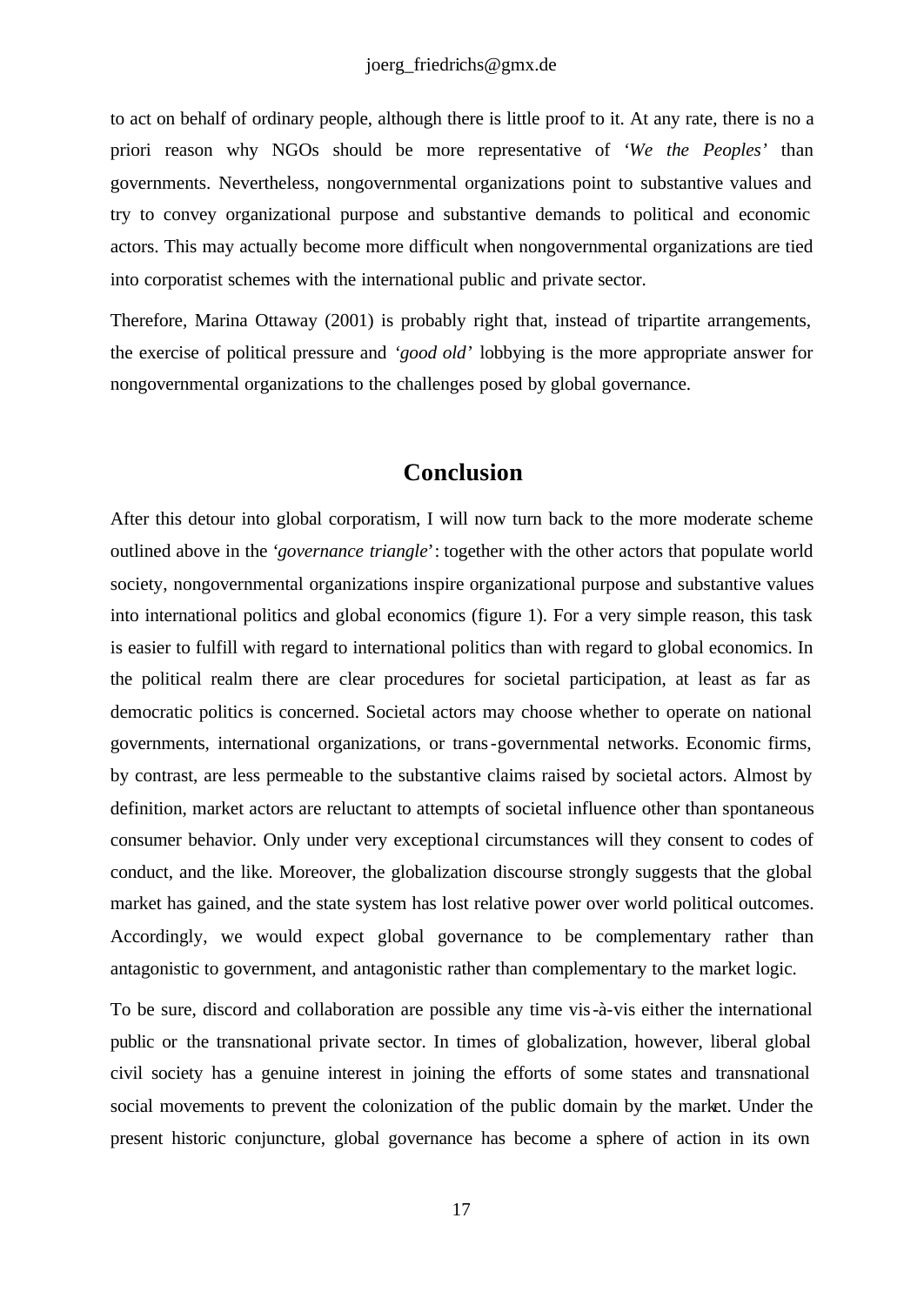to act on behalf of ordinary people, although there is little proof to it. At any rate, there is no a priori reason why NGOs should be more representative of '*We the Peoples*' than governments. Nevertheless, nongovernmental organizations point to substantive values and try to convey organizational purpose and substantive demands to political and economic actors. This may actually become more difficult when nongovernmental organizations are tied into corporatist schemes with the international public and private sector.

Therefore, Marina Ottaway (2001) is probably right that, instead of tripartite arrangements, the exercise of political pressure and '*good old*' lobbying is the more appropriate answer for nongovernmental organizations to the challenges posed by global governance.

## Conclusion

After this detour into global corporatism, I will now turn back to the more moderate scheme outlined above in the '*governance triangle*': together with the other actors that populate world society, nongovernmental organizations inspire organizational purpose and substantive values into international politics and global economics (figure 1). For a very simple reason, this task is easier to fulfill with regard to international politics than with regard to global economics. In the political realm there are clear procedures for societal participation, at least as far as democratic politics is concerned. Societal actors may choose whether to operate on national governments, international organizations, or trans-governmental networks. Economic firms, by contrast, are less permeable to the substantive claims raised by societal actors. Almost by definition, market actors are reluctant to attempts of societal influence other than spontaneous consumer behavior. Only under very exceptional circumstances will they consent to codes of conduct, and the like. Moreover, the globalization discourse strongly suggests that the global market has gained, and the state system has lost relative power over world political outcomes. Accordingly, we would expect global governance to be complementary rather than antagonistic to government, and antagonistic rather than complementary to the market logic.

To be sure, discord and collaboration are possible any time vis-à-vis either the international public or the transnational private sector. In times of globalization, however, liberal global civil society has a genuine interest in joining the efforts of some states and transnational social movements to prevent the colonization of the public domain by the market. Under the present historic conjuncture, global governance has become a sphere of action in its own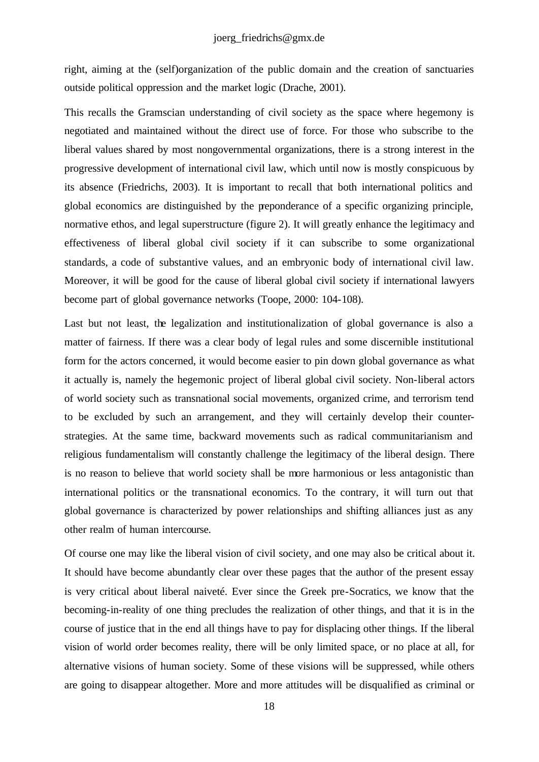right, aiming at the (self)organization of the public domain and the creation of sanctuaries outside political oppression and the market logic (Drache, 2001).

This recalls the Gramscian understanding of civil society as the space where hegemony is negotiated and maintained without the direct use of force. For those who subscribe to the liberal values shared by most nongovernmental organizations, there is a strong interest in the progressive development of international civil law, which until now is mostly conspicuous by its absence (Friedrichs, 2003). It is important to recall that both international politics and global economics are distinguished by the preponderance of a specific organizing principle, normative ethos, and legal superstructure (figure 2). It will greatly enhance the legitimacy and effectiveness of liberal global civil society if it can subscribe to some organizational standards, a code of substantive values, and an embryonic body of international civil law. Moreover, it will be good for the cause of liberal global civil society if international lawyers become part of global governance networks (Toope, 2000: 104-108).

Last but not least, the legalization and institutionalization of global governance is also a matter of fairness. If there was a clear body of legal rules and some discernible institutional form for the actors concerned, it would become easier to pin down global governance as what it actually is, namely the hegemonic project of liberal global civil society. Non-liberal actors of world society such as transnational social movements, organized crime, and terrorism tend to be excluded by such an arrangement, and they will certainly develop their counter-strategies. At the same time, backward movements such as radical communitarianism and religious fundamentalism will constantly challenge the legitimacy of the liberal design. There is no reason to believe that world society shall be more harmonious or less antagonistic than international politics or the transnational economics. To the contrary, it will turn out that global governance is characterized by power relationships and shifting alliances just as any other realm of human intercourse.

Of course one may like the liberal vision of civil society, and one may also be critical about it. It should have become abundantly clear over these pages that the author of the present essay is very critical about liberal naiveté. Ever since the Greek pre-Socratics, we know that the becoming-in-reality of one thing precludes the realization of other things, and that it is in the course of justice that in the end all things have to pay for displacing other things. If the liberal vision of world order becomes reality, there will be only limited space, or no place at all, for alternative visions of human society. Some of these visions will be suppressed, while others are going to disappear altogether. More and more attitudes will be disqualified as criminal or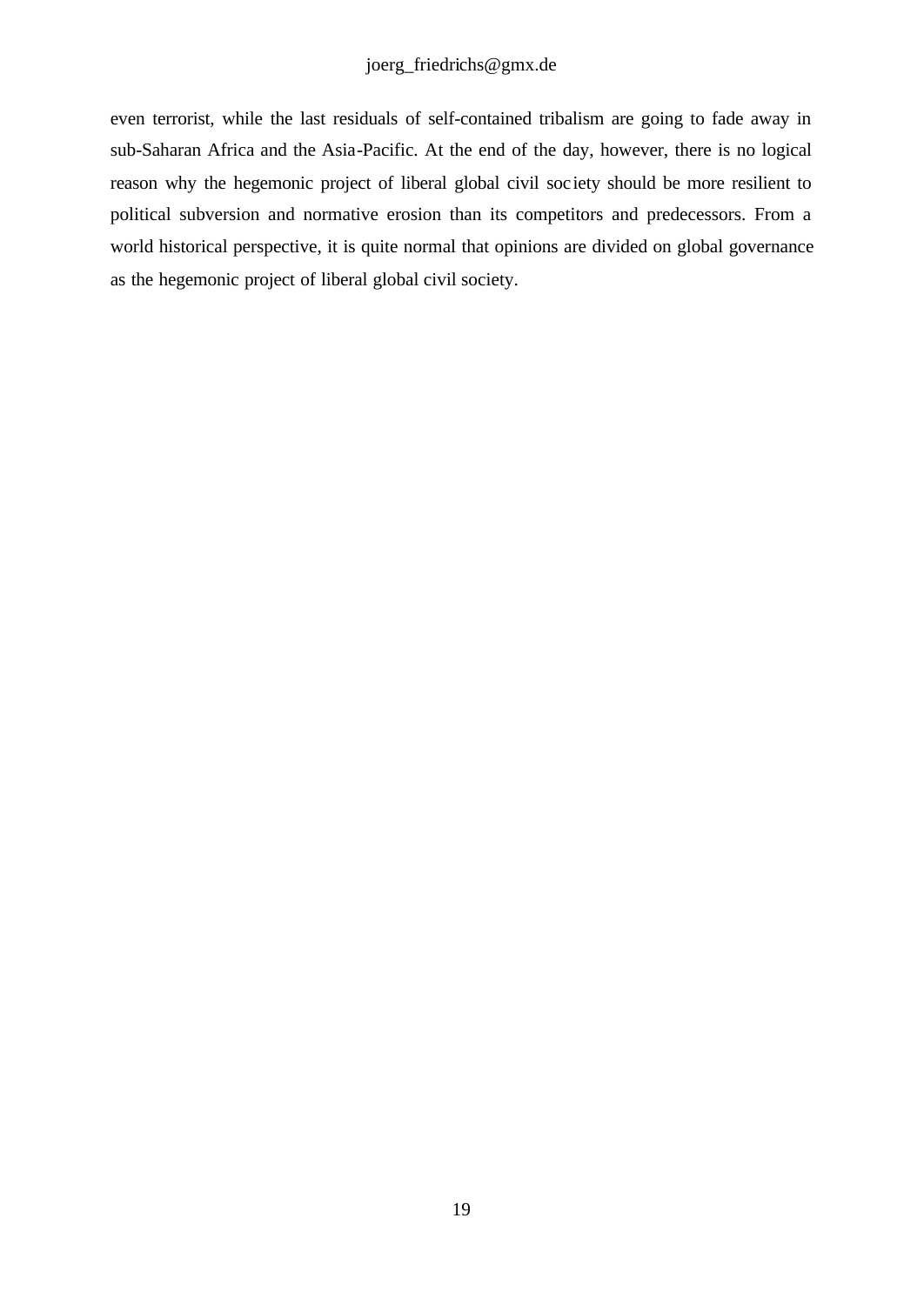even terrorist, while the last residuals of self-contained tribalism are going to fade away in sub-Saharan Africa and the Asia-Pacific. At the end of the day, however, there is no logical reason why the hegemonic project of liberal global civil society should be more resilient to political subversion and normative erosion than its competitors and predecessors. From a world historical perspective, it is quite normal that opinions are divided on global governance as the hegemonic project of liberal global civil society.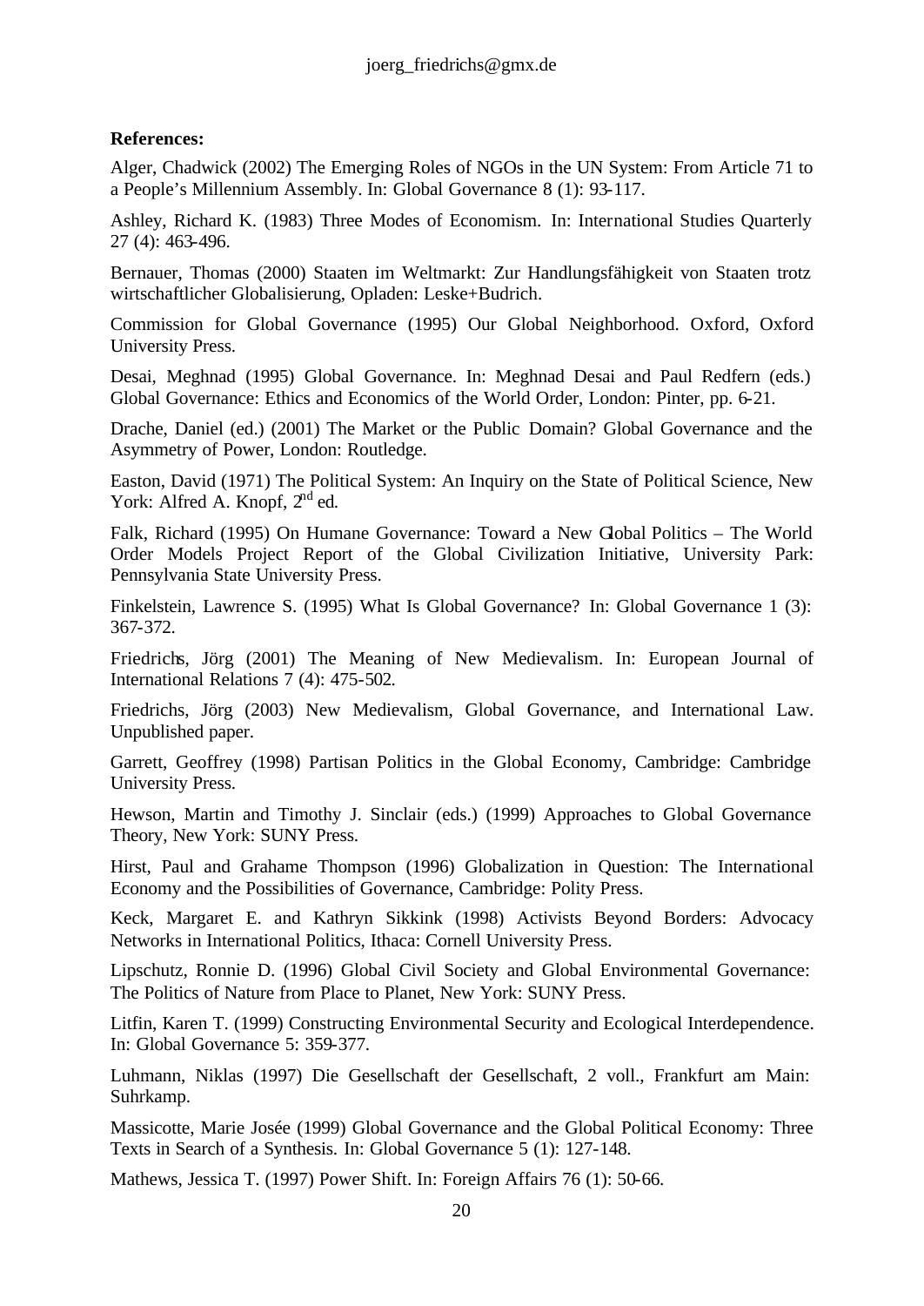**References:**

Alger, Chadwick (2002) The Emerging Roles of NGOs in the UN System: From Article 71 to a People's Millennium Assembly. In: Global Governance 8 (1): 93-117.

Ashley, Richard K. (1983) Three Modes of Economism. In: International Studies Quarterly 27 (4): 463-496.

Bernauer, Thomas (2000) Staaten im Weltmarkt: Zur Handlungsfähigkeit von Staaten trotz wirtschaftlicher Globalisierung, Opladen: Leske+Budrich.

Commission for Global Governance (1995) Our Global Neighborhood. Oxford, Oxford University Press.

Desai, Meghnad (1995) Global Governance. In: Meghnad Desai and Paul Redfern (eds.) Global Governance: Ethics and Economics of the World Order, London: Pinter, pp. 6-21.

Drache, Daniel (ed.) (2001) The Market or the Public Domain? Global Governance and the Asymmetry of Power, London: Routledge.

Easton, David (1971) The Political System: An Inquiry on the State of Political Science, New York: Alfred A. Knopf, 2nd ed.

Falk, Richard (1995) On Humane Governance: Toward a New Global Politics – The World Order Models Project Report of the Global Civilization Initiative, University Park: Pennsylvania State University Press.

Finkelstein, Lawrence S. (1995) What Is Global Governance? In: Global Governance 1 (3): 367-372.

Friedrichs, Jörg (2001) The Meaning of New Medievalism. In: European Journal of International Relations 7 (4): 475-502.

Friedrichs, Jörg (2003) New Medievalism, Global Governance, and International Law. Unpublished paper.

Garrett, Geoffrey (1998) Partisan Politics in the Global Economy, Cambridge: Cambridge University Press.

Hewson, Martin and Timothy J. Sinclair (eds.) (1999) Approaches to Global Governance Theory, New York: SUNY Press.

Hirst, Paul and Grahame Thompson (1996) Globalization in Question: The International Economy and the Possibilities of Governance, Cambridge: Polity Press.

Keck, Margaret E. and Kathryn Sikkink (1998) Activists Beyond Borders: Advocacy Networks in International Politics, Ithaca: Cornell University Press.

Lipschutz, Ronnie D. (1996) Global Civil Society and Global Environmental Governance: The Politics of Nature from Place to Planet, New York: SUNY Press.

Litfin, Karen T. (1999) Constructing Environmental Security and Ecological Interdependence. In: Global Governance 5: 359-377.

Luhmann, Niklas (1997) Die Gesellschaft der Gesellschaft, 2 voll., Frankfurt am Main: Suhrkamp.

Massicotte, Marie Josée (1999) Global Governance and the Global Political Economy: Three Texts in Search of a Synthesis. In: Global Governance 5 (1): 127-148.

Mathews, Jessica T. (1997) Power Shift. In: Foreign Affairs 76 (1): 50-66.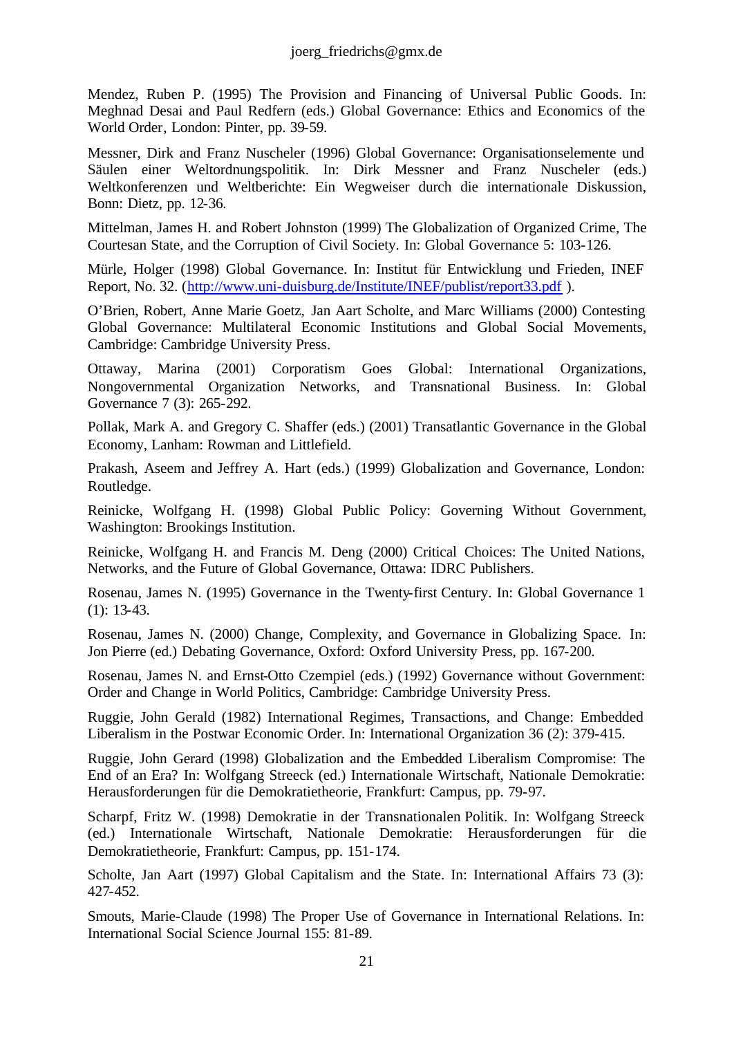Mendez, Ruben P. (1995) The Provision and Financing of Universal Public Goods. In: Meghnad Desai and Paul Redfern (eds.) Global Governance: Ethics and Economics of the World Order, London: Pinter, pp. 39-59.

Messner, Dirk and Franz Nuscheler (1996) Global Governance: Organisationselemente und Säulen einer Weltordnungspolitik. In: Dirk Messner and Franz Nuscheler (eds.) Weltkonferenzen und Weltberichte: Ein Wegweiser durch die internationale Diskussion, Bonn: Dietz, pp. 12-36.

Mittelman, James H. and Robert Johnston (1999) The Globalization of Organized Crime, The Courtesan State, and the Corruption of Civil Society. In: Global Governance 5: 103-126.

Mürle, Holger (1998) Global Governance. In: Institut für Entwicklung und Frieden, INEF Report, No. 32. (http://www.uni-duisburg.de/Institute/INEF/publist/report33.pdf ).

O'Brien, Robert, Anne Marie Goetz, Jan Aart Scholte, and Marc Williams (2000) Contesting Global Governance: Multilateral Economic Institutions and Global Social Movements, Cambridge: Cambridge University Press.

Ottaway, Marina (2001) Corporatism Goes Global: International Organizations, Nongovernmental Organization Networks, and Transnational Business. In: Global Governance 7 (3): 265-292.

Pollak, Mark A. and Gregory C. Shaffer (eds.) (2001) Transatlantic Governance in the Global Economy, Lanham: Rowman and Littlefield.

Prakash, Aseem and Jeffrey A. Hart (eds.) (1999) Globalization and Governance, London: Routledge.

Reinicke, Wolfgang H. (1998) Global Public Policy: Governing Without Government, Washington: Brookings Institution.

Reinicke, Wolfgang H. and Francis M. Deng (2000) Critical Choices: The United Nations, Networks, and the Future of Global Governance, Ottawa: IDRC Publishers.

Rosenau, James N. (1995) Governance in the Twenty-first Century. In: Global Governance 1 (1): 13-43.

Rosenau, James N. (2000) Change, Complexity, and Governance in Globalizing Space. In: Jon Pierre (ed.) Debating Governance, Oxford: Oxford University Press, pp. 167-200.

Rosenau, James N. and Ernst-Otto Czempiel (eds.) (1992) Governance without Government: Order and Change in World Politics, Cambridge: Cambridge University Press.

Ruggie, John Gerald (1982) International Regimes, Transactions, and Change: Embedded Liberalism in the Postwar Economic Order. In: International Organization 36 (2): 379-415.

Ruggie, John Gerard (1998) Globalization and the Embedded Liberalism Compromise: The End of an Era? In: Wolfgang Streeck (ed.) Internationale Wirtschaft, Nationale Demokratie: Herausforderungen für die Demokratietheorie, Frankfurt: Campus, pp. 79-97.

Scharpf, Fritz W. (1998) Demokratie in der Transnationalen Politik. In: Wolfgang Streeck (ed.) Internationale Wirtschaft, Nationale Demokratie: Herausforderungen für die Demokratietheorie, Frankfurt: Campus, pp. 151-174.

Scholte, Jan Aart (1997) Global Capitalism and the State. In: International Affairs 73 (3): 427-452.

Smouts, Marie-Claude (1998) The Proper Use of Governance in International Relations. In: International Social Science Journal 155: 81-89.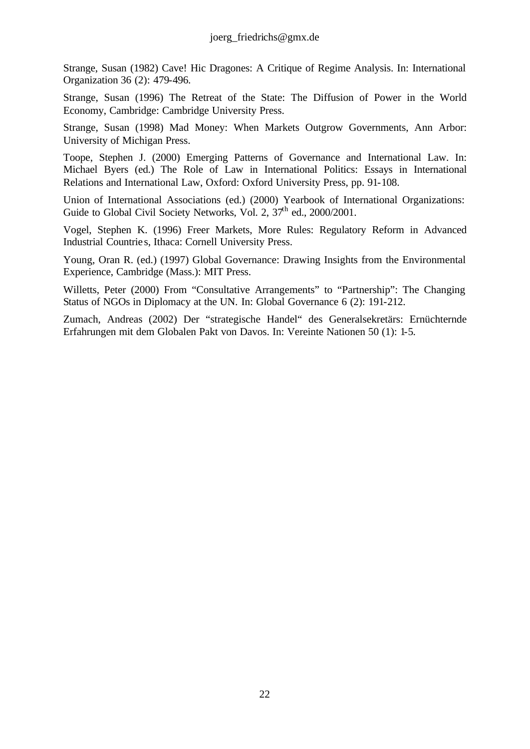Strange, Susan (1982) Cave! Hic Dragones: A Critique of Regime Analysis. In: International Organization 36 (2): 479-496.

Strange, Susan (1996) The Retreat of the State: The Diffusion of Power in the World Economy, Cambridge: Cambridge University Press.

Strange, Susan (1998) Mad Money: When Markets Outgrow Governments, Ann Arbor: University of Michigan Press.

Toope, Stephen J. (2000) Emerging Patterns of Governance and International Law. In: Michael Byers (ed.) The Role of Law in International Politics: Essays in International Relations and International Law, Oxford: Oxford University Press, pp. 91-108.

Union of International Associations (ed.) (2000) Yearbook of International Organizations: Guide to Global Civil Society Networks, Vol. 2, 37th ed., 2000/2001.

Vogel, Stephen K. (1996) Freer Markets, More Rules: Regulatory Reform in Advanced Industrial Countries, Ithaca: Cornell University Press.

Young, Oran R. (ed.) (1997) Global Governance: Drawing Insights from the Environmental Experience, Cambridge (Mass.): MIT Press.

Willetts, Peter (2000) From "Consultative Arrangements" to "Partnership": The Changing Status of NGOs in Diplomacy at the UN. In: Global Governance 6 (2): 191-212.

Zumach, Andreas (2002) Der "strategische Handel" des Generalsekretärs: Ernüchternde Erfahrungen mit dem Globalen Pakt von Davos. In: Vereinte Nationen 50 (1): 1-5.